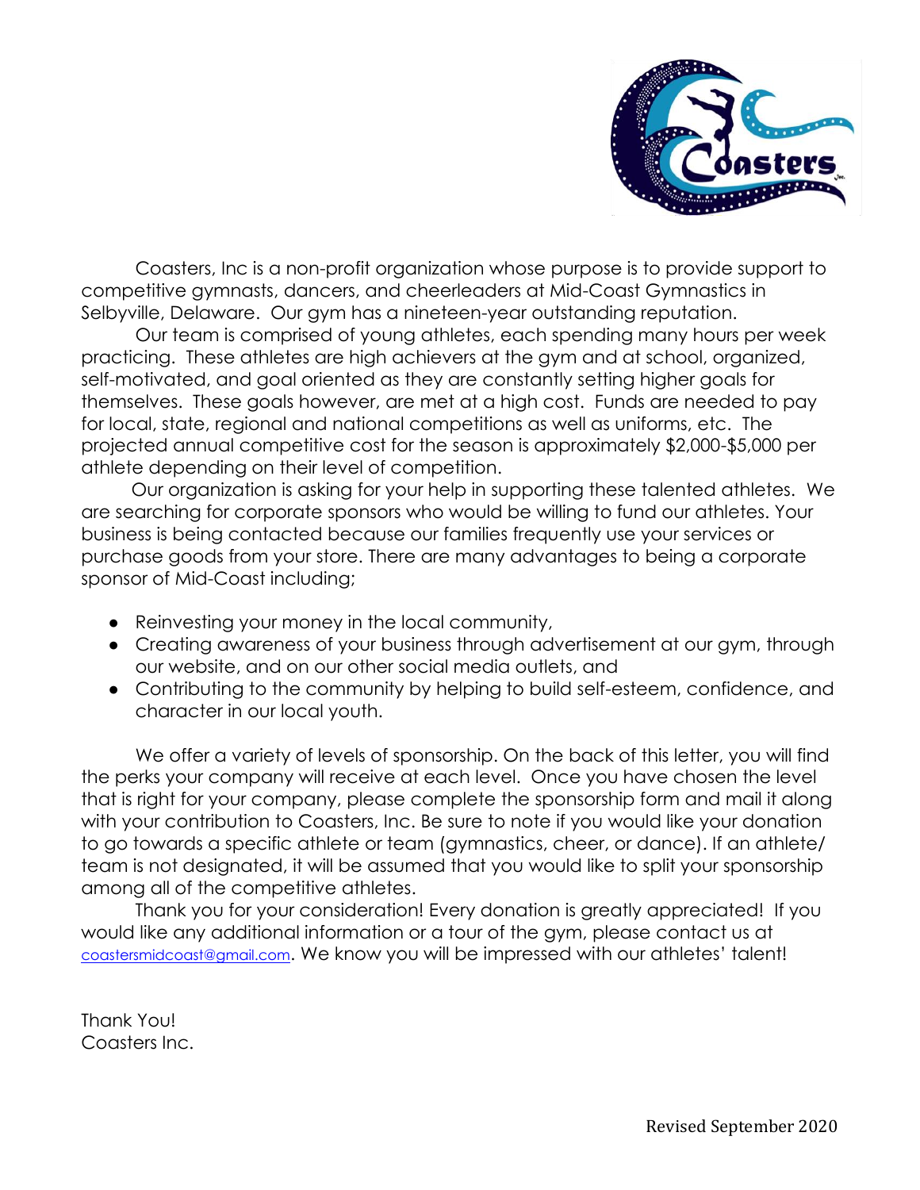Coasters, Inc is a non-profit organization whose purpose is to provide support to competitive gymnasts, dancers, and cheerleaders at Mid-Coast Gymnastics in Selbyville, Delaware. Our gym has a nineteen-year outstanding reputation.

Our team is comprised of young athletes, each spending many hours per week practicing. These athletes are high achievers at the gym and at school, organized, self-motivated, and goal oriented as they are constantly setting higher goals for themselves. These goals however, are met at a high cost. Funds are needed to pay for local, state, regional and national competitions as well as uniforms, etc. The projected annual competitive cost for the season is approximately $2,000-$5,000 per athlete depending on their level of competition.

Our organization is asking for your help in supporting these talented athletes. We are searching for corporate sponsors who would be willing to fund our athletes. Your business is being contacted because our families frequently use your services or purchase goods from your store. There are many advantages to being a corporate sponsor of Mid-Coast including;

- Reinvesting your money in the local community,
- Creating awareness of your business through advertisement at our gym, through our website, and on our other social media outlets, and
- Contributing to the community by helping to build self-esteem, confidence, and character in our local youth.

We offer a variety of levels of sponsorship. On the back of this letter, you will find the perks your company will receive at each level. Once you have chosen the level that is right for your company, please complete the sponsorship form and mail it along with your contribution to Coasters, Inc. Be sure to note if you would like your donation to go towards a specific athlete or team (gymnastics, cheer, or dance). If an athlete/team is not designated, it will be assumed that you would like to split your sponsorship among all of the competitive athletes.

Thank you for your consideration! Every donation is greatly appreciated! If you would like any additional information or a tour of the gym, please contact us at coastersmidcoast@gmail.com. We know you will be impressed with our athletes' talent!

Thank You!
Coasters Inc.

Revised September 2020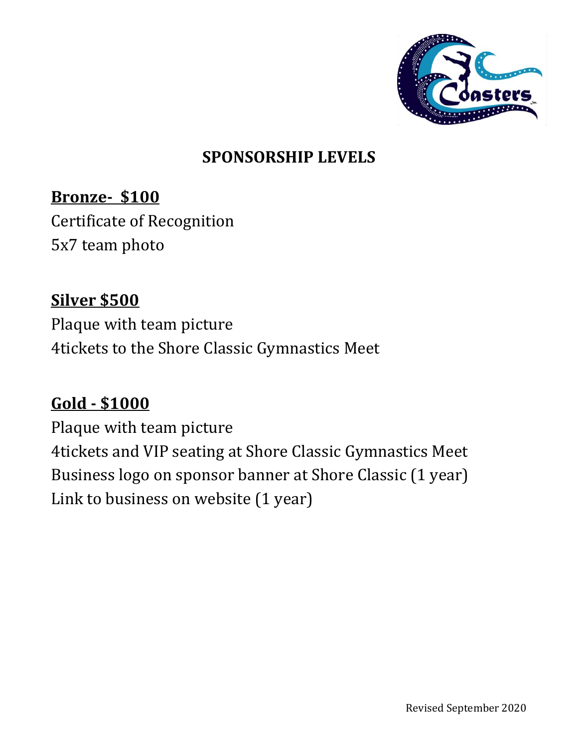## SPONSORSHIP LEVELS

**Bronze- $100**

Certificate of Recognition
5x7 team photo

**Silver $500**

Plaque with team picture
4tickets to the Shore Classic Gymnastics Meet

**Gold - $1000**

Plaque with team picture
4tickets and VIP seating at Shore Classic Gymnastics Meet
Business logo on sponsor banner at Shore Classic (1 year)
Link to business on website (1 year)

Revised September 2020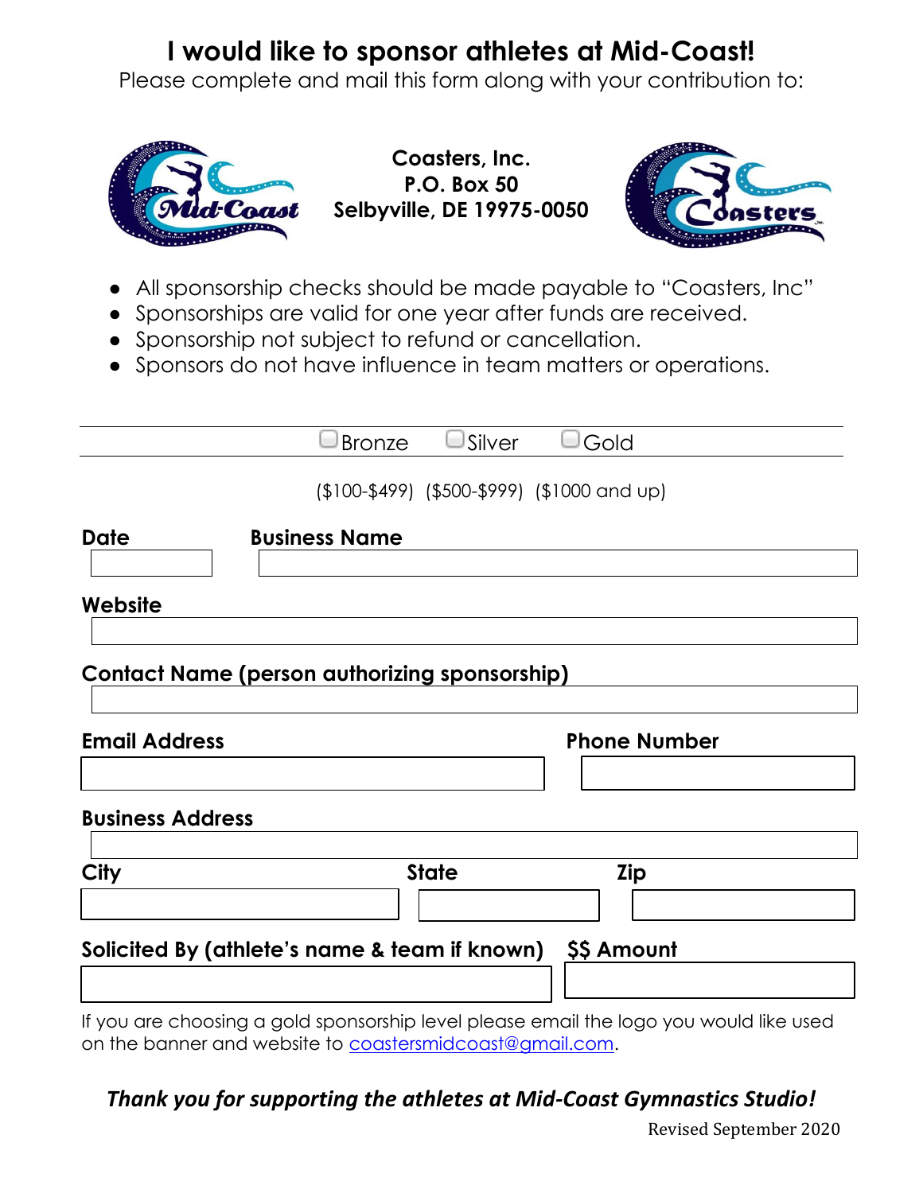# I would like to sponsor athletes at Mid-Coast!

Please complete and mail this form along with your contribution to:

**Coasters, Inc.**
**P.O. Box 50**
**Selbyville, DE 19975-0050**

- All sponsorship checks should be made payable to "Coasters, Inc"
- Sponsorships are valid for one year after funds are received.
- Sponsorship not subject to refund or cancellation.
- Sponsors do not have influence in team matters or operations.

☐ Bronze ☐ Silver ☐ Gold

($100-$499) ($500-$999) ($1000 and up)

**Date** **Business Name**

**Website**

**Contact Name (person authorizing sponsorship)**

**Email Address** **Phone Number**

**Business Address**

**City** **State** **Zip**

**Solicited By (athlete's name & team if known)** **$$ Amount**

If you are choosing a gold sponsorship level please email the logo you would like used on the banner and website to coastersmidcoast@gmail.com.

***Thank you for supporting the athletes at Mid-Coast Gymnastics Studio!***

Revised September 2020